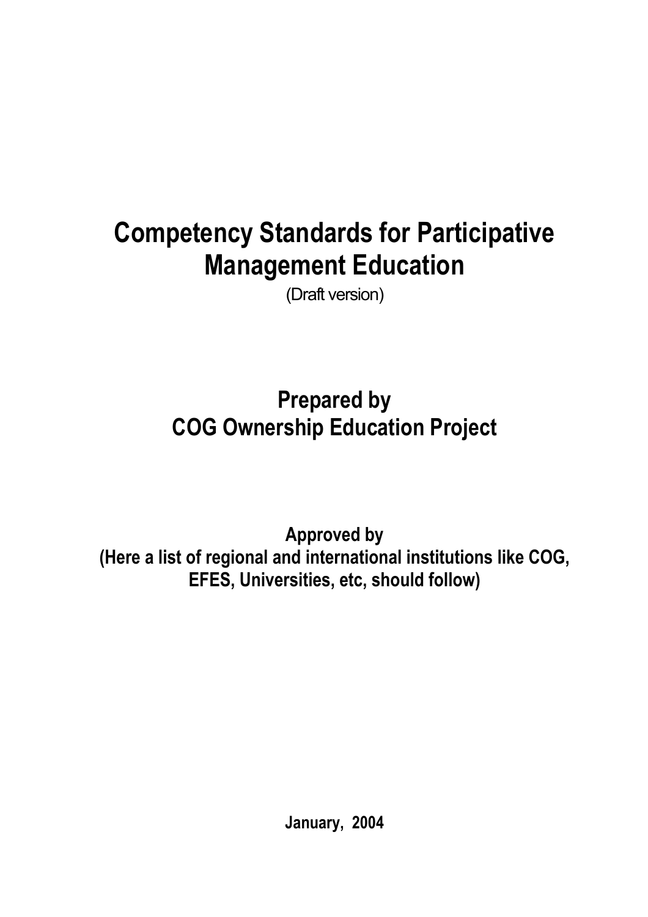# Competency Standards for Participative Management Education

(Draft version)

## Prepared by
## COG Ownership Education Project

**Approved by**
**(Here a list of regional and international institutions like COG, EFES, Universities, etc, should follow)**

**January, 2004**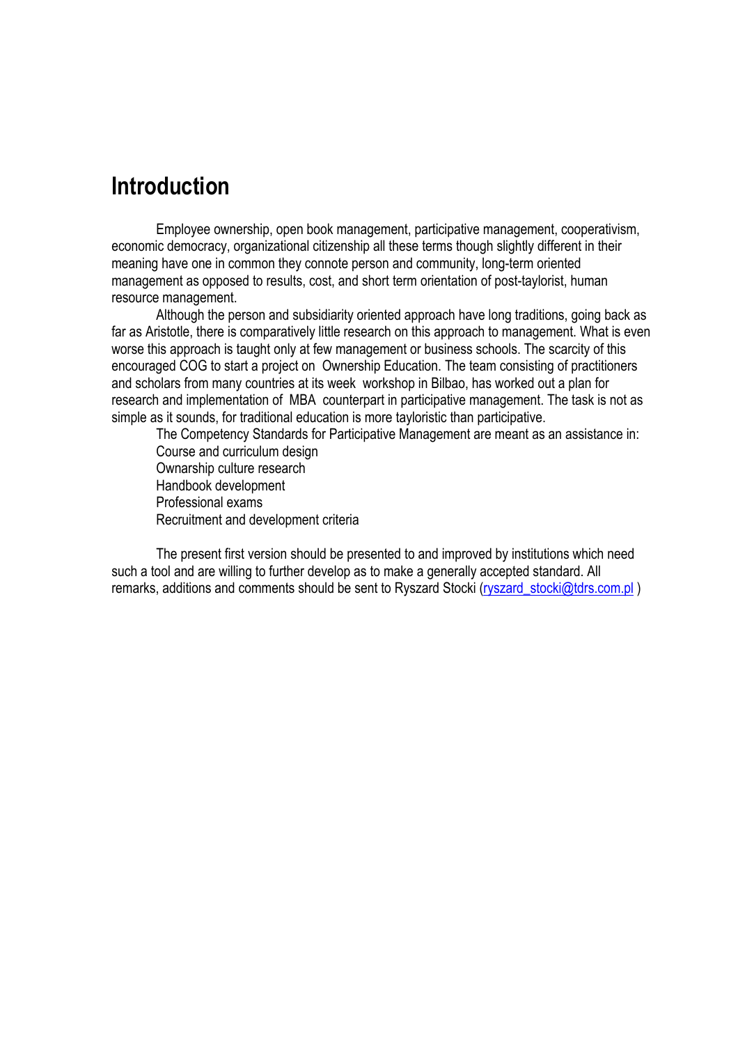# Introduction

Employee ownership, open book management, participative management, cooperativism, economic democracy, organizational citizenship all these terms though slightly different in their meaning have one in common they connote person and community, long-term oriented management as opposed to results, cost, and short term orientation of post-taylorist, human resource management.

Although the person and subsidiarity oriented approach have long traditions, going back as far as Aristotle, there is comparatively little research on this approach to management. What is even worse this approach is taught only at few management or business schools. The scarcity of this encouraged COG to start a project on Ownership Education. The team consisting of practitioners and scholars from many countries at its week workshop in Bilbao, has worked out a plan for research and implementation of MBA counterpart in participative management. The task is not as simple as it sounds, for traditional education is more tayloristic than participative.

The Competency Standards for Participative Management are meant as an assistance in:

Course and curriculum design
Ownarship culture research
Handbook development
Professional exams
Recruitment and development criteria

The present first version should be presented to and improved by institutions which need such a tool and are willing to further develop as to make a generally accepted standard. All remarks, additions and comments should be sent to Ryszard Stocki (ryszard_stocki@tdrs.com.pl )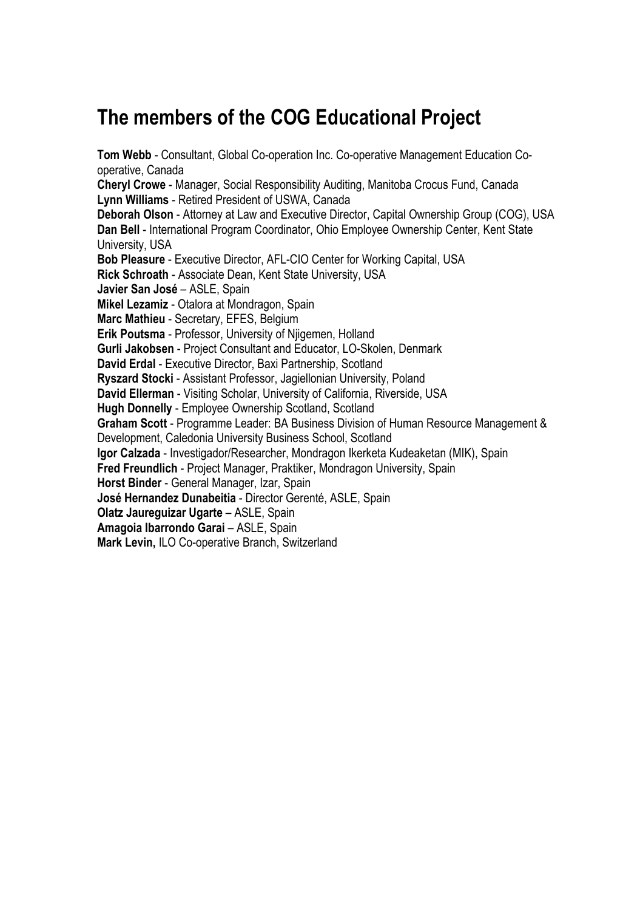## The members of the COG Educational Project

**Tom Webb** - Consultant, Global Co-operation Inc. Co-operative Management Education Co-operative, Canada
**Cheryl Crowe** - Manager, Social Responsibility Auditing, Manitoba Crocus Fund, Canada
**Lynn Williams** - Retired President of USWA, Canada
**Deborah Olson** - Attorney at Law and Executive Director, Capital Ownership Group (COG), USA
**Dan Bell** - International Program Coordinator, Ohio Employee Ownership Center, Kent State University, USA
**Bob Pleasure** - Executive Director, AFL-CIO Center for Working Capital, USA
**Rick Schroath** - Associate Dean, Kent State University, USA
**Javier San José** – ASLE, Spain
**Mikel Lezamiz** - Otalora at Mondragon, Spain
**Marc Mathieu** - Secretary, EFES, Belgium
**Erik Poutsma** - Professor, University of Njigemen, Holland
**Gurli Jakobsen** - Project Consultant and Educator, LO-Skolen, Denmark
**David Erdal** - Executive Director, Baxi Partnership, Scotland
**Ryszard Stocki** - Assistant Professor, Jagiellonian University, Poland
**David Ellerman** - Visiting Scholar, University of California, Riverside, USA
**Hugh Donnelly** - Employee Ownership Scotland, Scotland
**Graham Scott** - Programme Leader: BA Business Division of Human Resource Management & Development, Caledonia University Business School, Scotland
**Igor Calzada** - Investigador/Researcher, Mondragon Ikerketa Kudeaketan (MIK), Spain
**Fred Freundlich** - Project Manager, Praktiker, Mondragon University, Spain
**Horst Binder** - General Manager, Izar, Spain
**José Hernandez Dunabeitia** - Director Gerenté, ASLE, Spain
**Olatz Jaureguizar Ugarte** – ASLE, Spain
**Amagoia Ibarrondo Garai** – ASLE, Spain
**Mark Levin,** ILO Co-operative Branch, Switzerland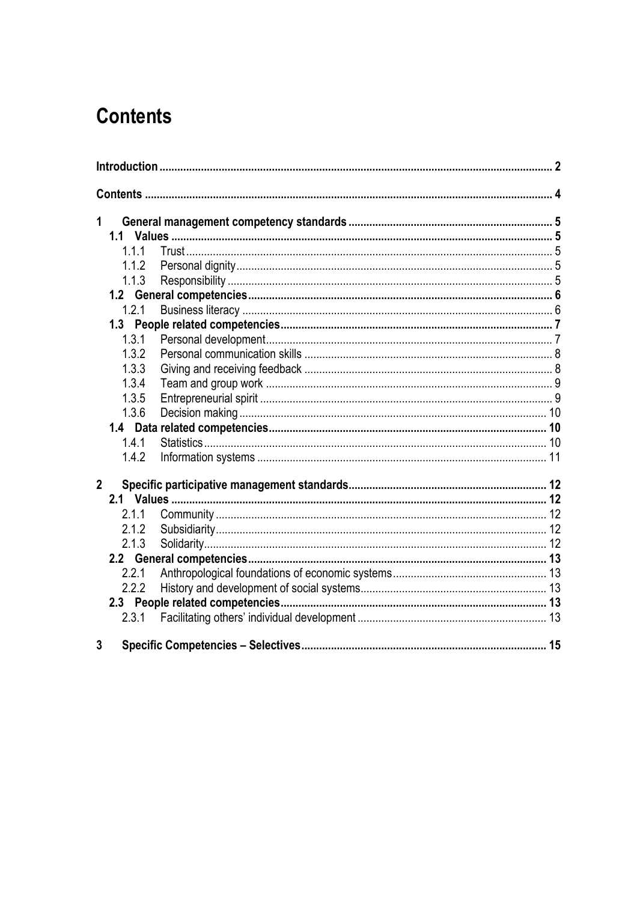# Contents

**Introduction** .......... **2**

**Contents** .......... **4**

**1 General management competency standards** .......... **5**

- **1.1 Values** .......... **5**
  - 1.1.1 Trust .......... 5
  - 1.1.2 Personal dignity .......... 5
  - 1.1.3 Responsibility .......... 5
- **1.2 General competencies** .......... **6**
  - 1.2.1 Business literacy .......... 6
- **1.3 People related competencies** .......... **7**
  - 1.3.1 Personal development .......... 7
  - 1.3.2 Personal communication skills .......... 8
  - 1.3.3 Giving and receiving feedback .......... 8
  - 1.3.4 Team and group work .......... 9
  - 1.3.5 Entrepreneurial spirit .......... 9
  - 1.3.6 Decision making .......... 10
- **1.4 Data related competencies** .......... **10**
  - 1.4.1 Statistics .......... 10
  - 1.4.2 Information systems .......... 11

**2 Specific participative management standards** .......... **12**

- **2.1 Values** .......... **12**
  - 2.1.1 Community .......... 12
  - 2.1.2 Subsidiarity .......... 12
  - 2.1.3 Solidarity .......... 12
- **2.2 General competencies** .......... **13**
  - 2.2.1 Anthropological foundations of economic systems .......... 13
  - 2.2.2 History and development of social systems .......... 13
- **2.3 People related competencies** .......... **13**
  - 2.3.1 Facilitating others' individual development .......... 13

**3 Specific Competencies – Selectives** .......... **15**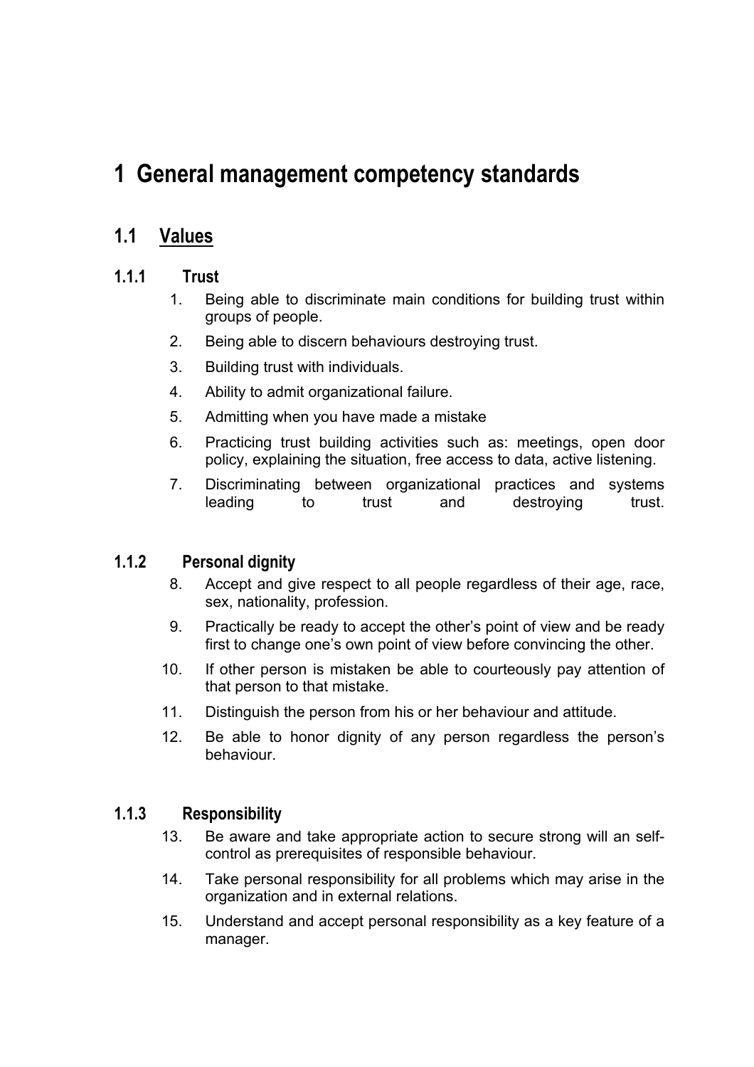# 1 General management competency standards

## 1.1 Values

### 1.1.1 Trust

1. Being able to discriminate main conditions for building trust within groups of people.
2. Being able to discern behaviours destroying trust.
3. Building trust with individuals.
4. Ability to admit organizational failure.
5. Admitting when you have made a mistake
6. Practicing trust building activities such as: meetings, open door policy, explaining the situation, free access to data, active listening.
7. Discriminating between organizational practices and systems leading to trust and destroying trust.

### 1.1.2 Personal dignity

8. Accept and give respect to all people regardless of their age, race, sex, nationality, profession.
9. Practically be ready to accept the other's point of view and be ready first to change one's own point of view before convincing the other.
10. If other person is mistaken be able to courteously pay attention of that person to that mistake.
11. Distinguish the person from his or her behaviour and attitude.
12. Be able to honor dignity of any person regardless the person's behaviour.

### 1.1.3 Responsibility

13. Be aware and take appropriate action to secure strong will an self-control as prerequisites of responsible behaviour.
14. Take personal responsibility for all problems which may arise in the organization and in external relations.
15. Understand and accept personal responsibility as a key feature of a manager.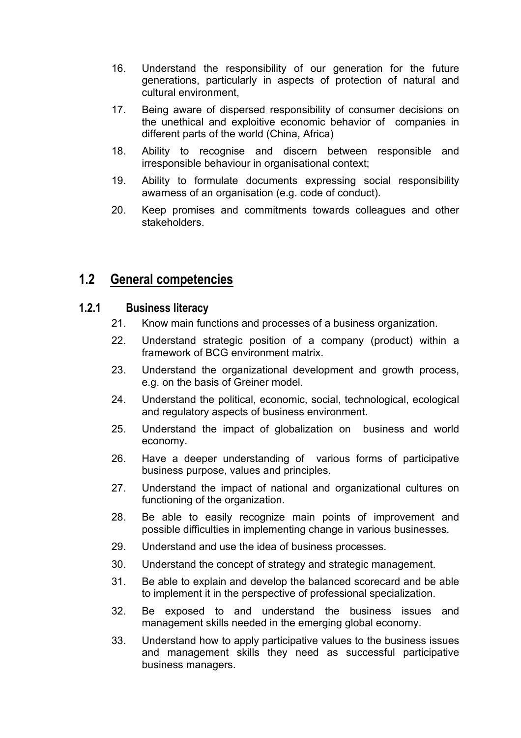16. Understand the responsibility of our generation for the future generations, particularly in aspects of protection of natural and cultural environment,
17. Being aware of dispersed responsibility of consumer decisions on the unethical and exploitive economic behavior of companies in different parts of the world (China, Africa)
18. Ability to recognise and discern between responsible and irresponsible behaviour in organisational context;
19. Ability to formulate documents expressing social responsibility awarness of an organisation (e.g. code of conduct).
20. Keep promises and commitments towards colleagues and other stakeholders.

## 1.2 General competencies

### 1.2.1 Business literacy

21. Know main functions and processes of a business organization.
22. Understand strategic position of a company (product) within a framework of BCG environment matrix.
23. Understand the organizational development and growth process, e.g. on the basis of Greiner model.
24. Understand the political, economic, social, technological, ecological and regulatory aspects of business environment.
25. Understand the impact of globalization on business and world economy.
26. Have a deeper understanding of various forms of participative business purpose, values and principles.
27. Understand the impact of national and organizational cultures on functioning of the organization.
28. Be able to easily recognize main points of improvement and possible difficulties in implementing change in various businesses.
29. Understand and use the idea of business processes.
30. Understand the concept of strategy and strategic management.
31. Be able to explain and develop the balanced scorecard and be able to implement it in the perspective of professional specialization.
32. Be exposed to and understand the business issues and management skills needed in the emerging global economy.
33. Understand how to apply participative values to the business issues and management skills they need as successful participative business managers.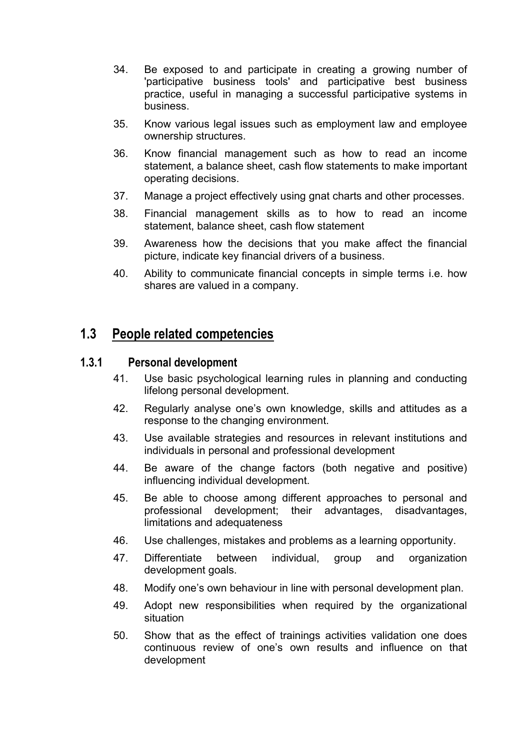34. Be exposed to and participate in creating a growing number of 'participative business tools' and participative best business practice, useful in managing a successful participative systems in business.

35. Know various legal issues such as employment law and employee ownership structures.

36. Know financial management such as how to read an income statement, a balance sheet, cash flow statements to make important operating decisions.

37. Manage a project effectively using gnat charts and other processes.

38. Financial management skills as to how to read an income statement, balance sheet, cash flow statement

39. Awareness how the decisions that you make affect the financial picture, indicate key financial drivers of a business.

40. Ability to communicate financial concepts in simple terms i.e. how shares are valued in a company.

## 1.3 People related competencies

### 1.3.1 Personal development

41. Use basic psychological learning rules in planning and conducting lifelong personal development.

42. Regularly analyse one's own knowledge, skills and attitudes as a response to the changing environment.

43. Use available strategies and resources in relevant institutions and individuals in personal and professional development

44. Be aware of the change factors (both negative and positive) influencing individual development.

45. Be able to choose among different approaches to personal and professional development; their advantages, disadvantages, limitations and adequateness

46. Use challenges, mistakes and problems as a learning opportunity.

47. Differentiate between individual, group and organization development goals.

48. Modify one's own behaviour in line with personal development plan.

49. Adopt new responsibilities when required by the organizational situation

50. Show that as the effect of trainings activities validation one does continuous review of one's own results and influence on that development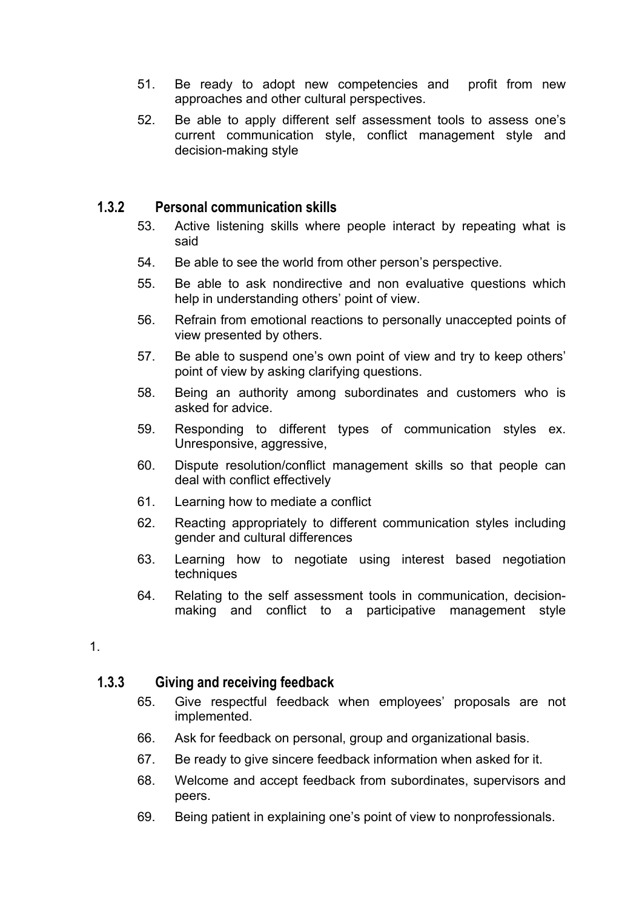51. Be ready to adopt new competencies and profit from new approaches and other cultural perspectives.
52. Be able to apply different self assessment tools to assess one's current communication style, conflict management style and decision-making style

### 1.3.2 Personal communication skills

53. Active listening skills where people interact by repeating what is said
54. Be able to see the world from other person's perspective.
55. Be able to ask nondirective and non evaluative questions which help in understanding others' point of view.
56. Refrain from emotional reactions to personally unaccepted points of view presented by others.
57. Be able to suspend one's own point of view and try to keep others' point of view by asking clarifying questions.
58. Being an authority among subordinates and customers who is asked for advice.
59. Responding to different types of communication styles ex. Unresponsive, aggressive,
60. Dispute resolution/conflict management skills so that people can deal with conflict effectively
61. Learning how to mediate a conflict
62. Reacting appropriately to different communication styles including gender and cultural differences
63. Learning how to negotiate using interest based negotiation techniques
64. Relating to the self assessment tools in communication, decision-making and conflict to a participative management style

1.

### 1.3.3 Giving and receiving feedback

65. Give respectful feedback when employees' proposals are not implemented.
66. Ask for feedback on personal, group and organizational basis.
67. Be ready to give sincere feedback information when asked for it.
68. Welcome and accept feedback from subordinates, supervisors and peers.
69. Being patient in explaining one's point of view to nonprofessionals.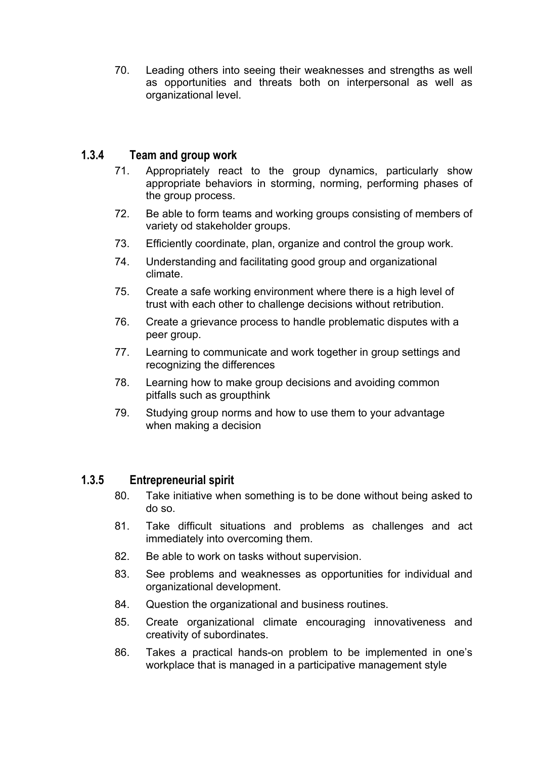70. Leading others into seeing their weaknesses and strengths as well as opportunities and threats both on interpersonal as well as organizational level.

### 1.3.4 Team and group work

71. Appropriately react to the group dynamics, particularly show appropriate behaviors in storming, norming, performing phases of the group process.
72. Be able to form teams and working groups consisting of members of variety od stakeholder groups.
73. Efficiently coordinate, plan, organize and control the group work.
74. Understanding and facilitating good group and organizational climate.
75. Create a safe working environment where there is a high level of trust with each other to challenge decisions without retribution.
76. Create a grievance process to handle problematic disputes with a peer group.
77. Learning to communicate and work together in group settings and recognizing the differences
78. Learning how to make group decisions and avoiding common pitfalls such as groupthink
79. Studying group norms and how to use them to your advantage when making a decision

### 1.3.5 Entrepreneurial spirit

80. Take initiative when something is to be done without being asked to do so.
81. Take difficult situations and problems as challenges and act immediately into overcoming them.
82. Be able to work on tasks without supervision.
83. See problems and weaknesses as opportunities for individual and organizational development.
84. Question the organizational and business routines.
85. Create organizational climate encouraging innovativeness and creativity of subordinates.
86. Takes a practical hands-on problem to be implemented in one's workplace that is managed in a participative management style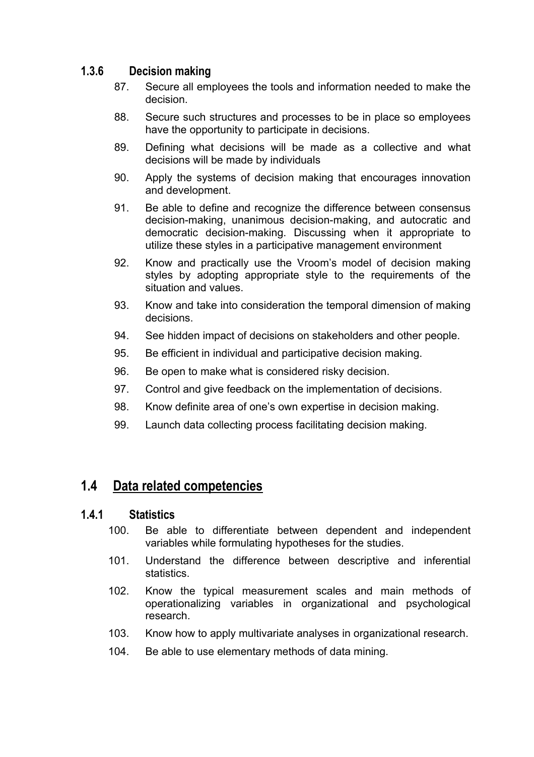### 1.3.6 Decision making

87. Secure all employees the tools and information needed to make the decision.
88. Secure such structures and processes to be in place so employees have the opportunity to participate in decisions.
89. Defining what decisions will be made as a collective and what decisions will be made by individuals
90. Apply the systems of decision making that encourages innovation and development.
91. Be able to define and recognize the difference between consensus decision-making, unanimous decision-making, and autocratic and democratic decision-making. Discussing when it appropriate to utilize these styles in a participative management environment
92. Know and practically use the Vroom's model of decision making styles by adopting appropriate style to the requirements of the situation and values.
93. Know and take into consideration the temporal dimension of making decisions.
94. See hidden impact of decisions on stakeholders and other people.
95. Be efficient in individual and participative decision making.
96. Be open to make what is considered risky decision.
97. Control and give feedback on the implementation of decisions.
98. Know definite area of one's own expertise in decision making.
99. Launch data collecting process facilitating decision making.

## 1.4 Data related competencies

### 1.4.1 Statistics

100. Be able to differentiate between dependent and independent variables while formulating hypotheses for the studies.
101. Understand the difference between descriptive and inferential statistics.
102. Know the typical measurement scales and main methods of operationalizing variables in organizational and psychological research.
103. Know how to apply multivariate analyses in organizational research.
104. Be able to use elementary methods of data mining.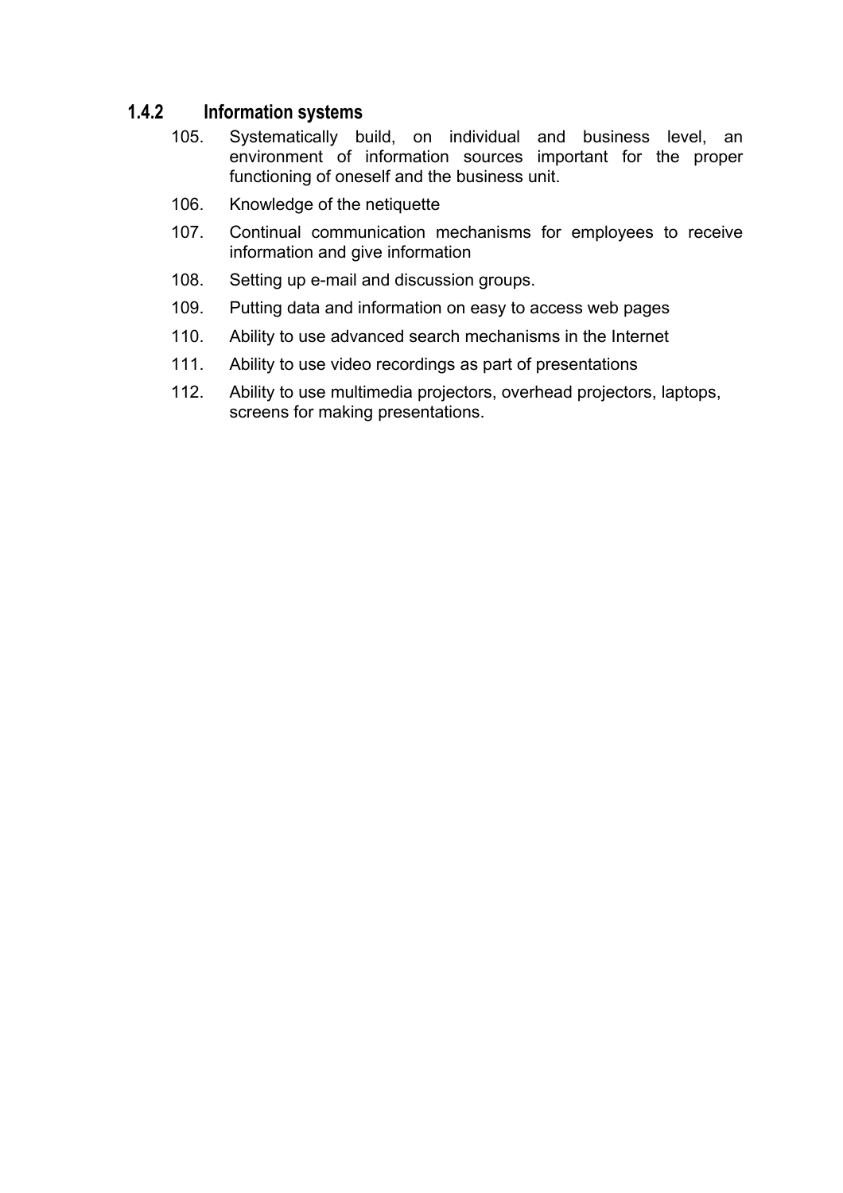### 1.4.2 Information systems

105. Systematically build, on individual and business level, an environment of information sources important for the proper functioning of oneself and the business unit.
106. Knowledge of the netiquette
107. Continual communication mechanisms for employees to receive information and give information
108. Setting up e-mail and discussion groups.
109. Putting data and information on easy to access web pages
110. Ability to use advanced search mechanisms in the Internet
111. Ability to use video recordings as part of presentations
112. Ability to use multimedia projectors, overhead projectors, laptops, screens for making presentations.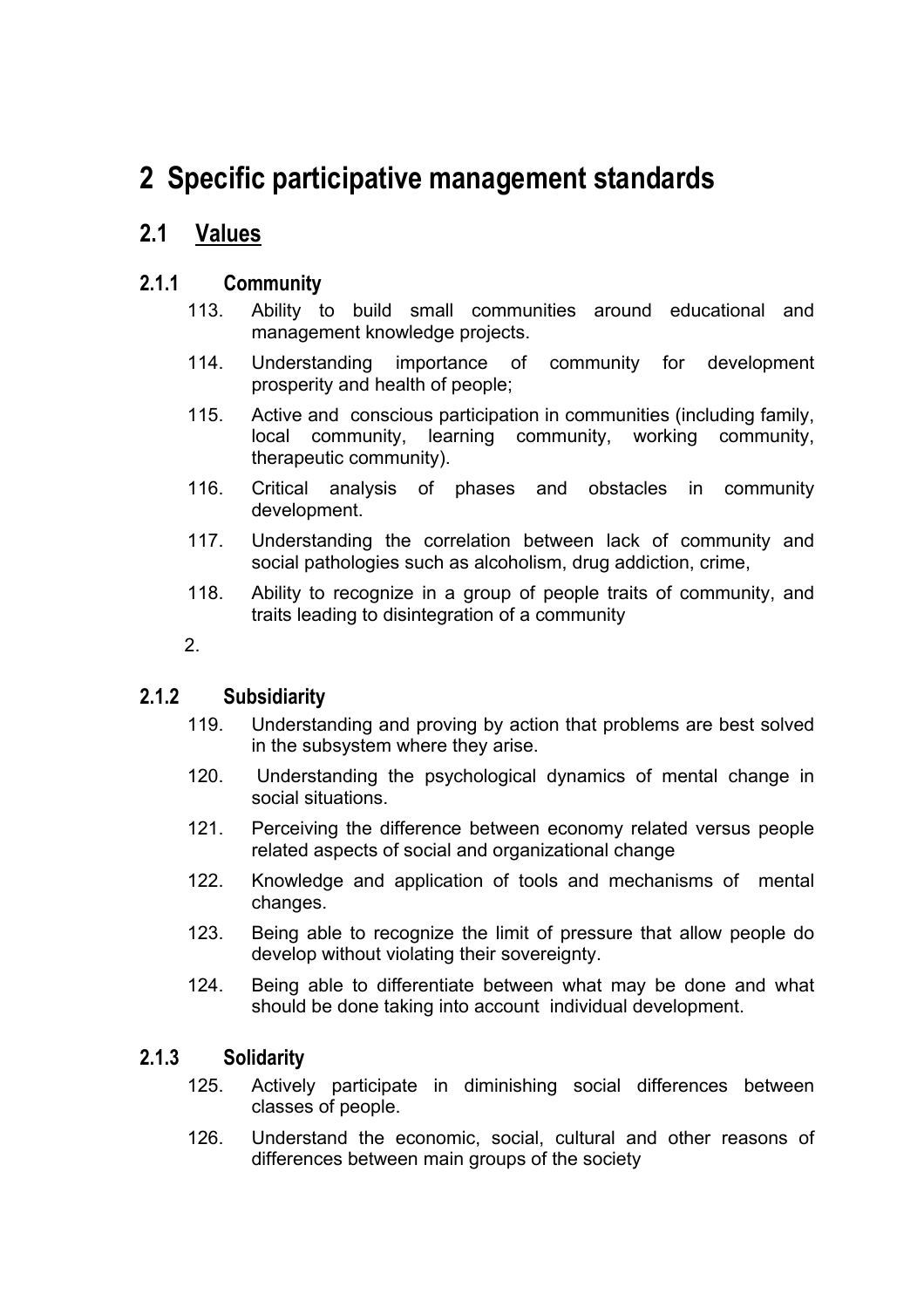# 2 Specific participative management standards

## 2.1 Values

### 2.1.1 Community

113. Ability to build small communities around educational and management knowledge projects.
114. Understanding importance of community for development prosperity and health of people;
115. Active and conscious participation in communities (including family, local community, learning community, working community, therapeutic community).
116. Critical analysis of phases and obstacles in community development.
117. Understanding the correlation between lack of community and social pathologies such as alcoholism, drug addiction, crime,
118. Ability to recognize in a group of people traits of community, and traits leading to disintegration of a community

2.

### 2.1.2 Subsidiarity

119. Understanding and proving by action that problems are best solved in the subsystem where they arise.
120. Understanding the psychological dynamics of mental change in social situations.
121. Perceiving the difference between economy related versus people related aspects of social and organizational change
122. Knowledge and application of tools and mechanisms of mental changes.
123. Being able to recognize the limit of pressure that allow people do develop without violating their sovereignty.
124. Being able to differentiate between what may be done and what should be done taking into account individual development.

### 2.1.3 Solidarity

125. Actively participate in diminishing social differences between classes of people.
126. Understand the economic, social, cultural and other reasons of differences between main groups of the society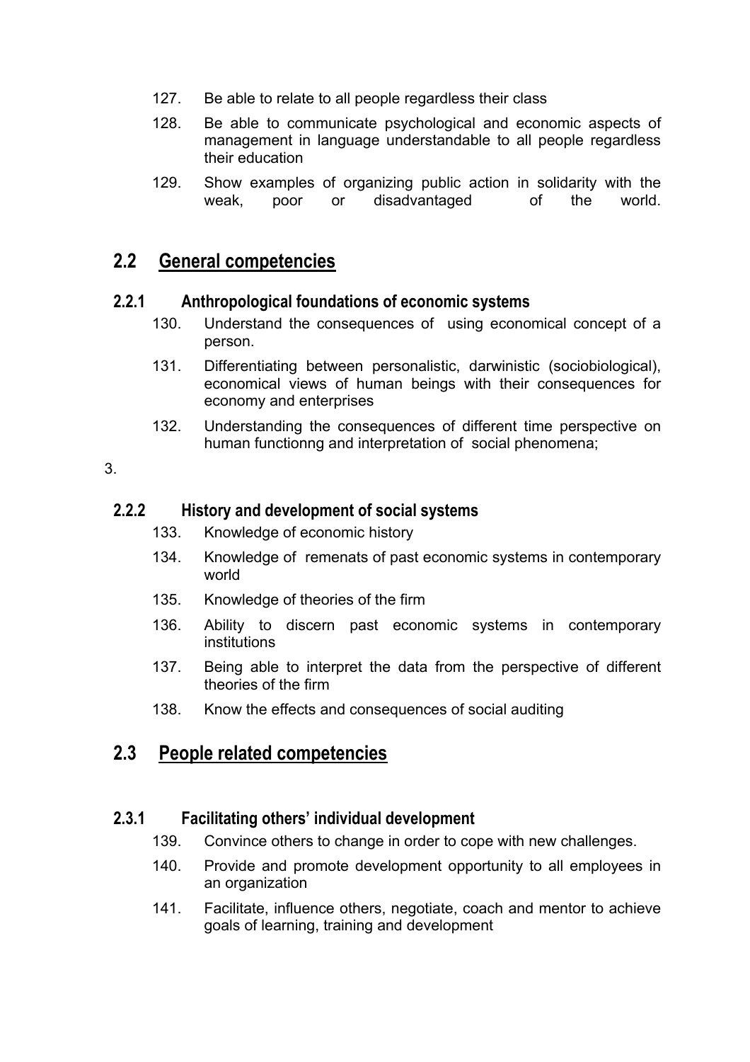127. Be able to relate to all people regardless their class
128. Be able to communicate psychological and economic aspects of management in language understandable to all people regardless their education
129. Show examples of organizing public action in solidarity with the weak, poor or disadvantaged of the world.

## 2.2 General competencies

### 2.2.1 Anthropological foundations of economic systems

130. Understand the consequences of using economical concept of a person.
131. Differentiating between personalistic, darwinistic (sociobiological), economical views of human beings with their consequences for economy and enterprises
132. Understanding the consequences of different time perspective on human functionng and interpretation of social phenomena;

3.

### 2.2.2 History and development of social systems

133. Knowledge of economic history
134. Knowledge of remenats of past economic systems in contemporary world
135. Knowledge of theories of the firm
136. Ability to discern past economic systems in contemporary institutions
137. Being able to interpret the data from the perspective of different theories of the firm
138. Know the effects and consequences of social auditing

## 2.3 People related competencies

### 2.3.1 Facilitating others' individual development

139. Convince others to change in order to cope with new challenges.
140. Provide and promote development opportunity to all employees in an organization
141. Facilitate, influence others, negotiate, coach and mentor to achieve goals of learning, training and development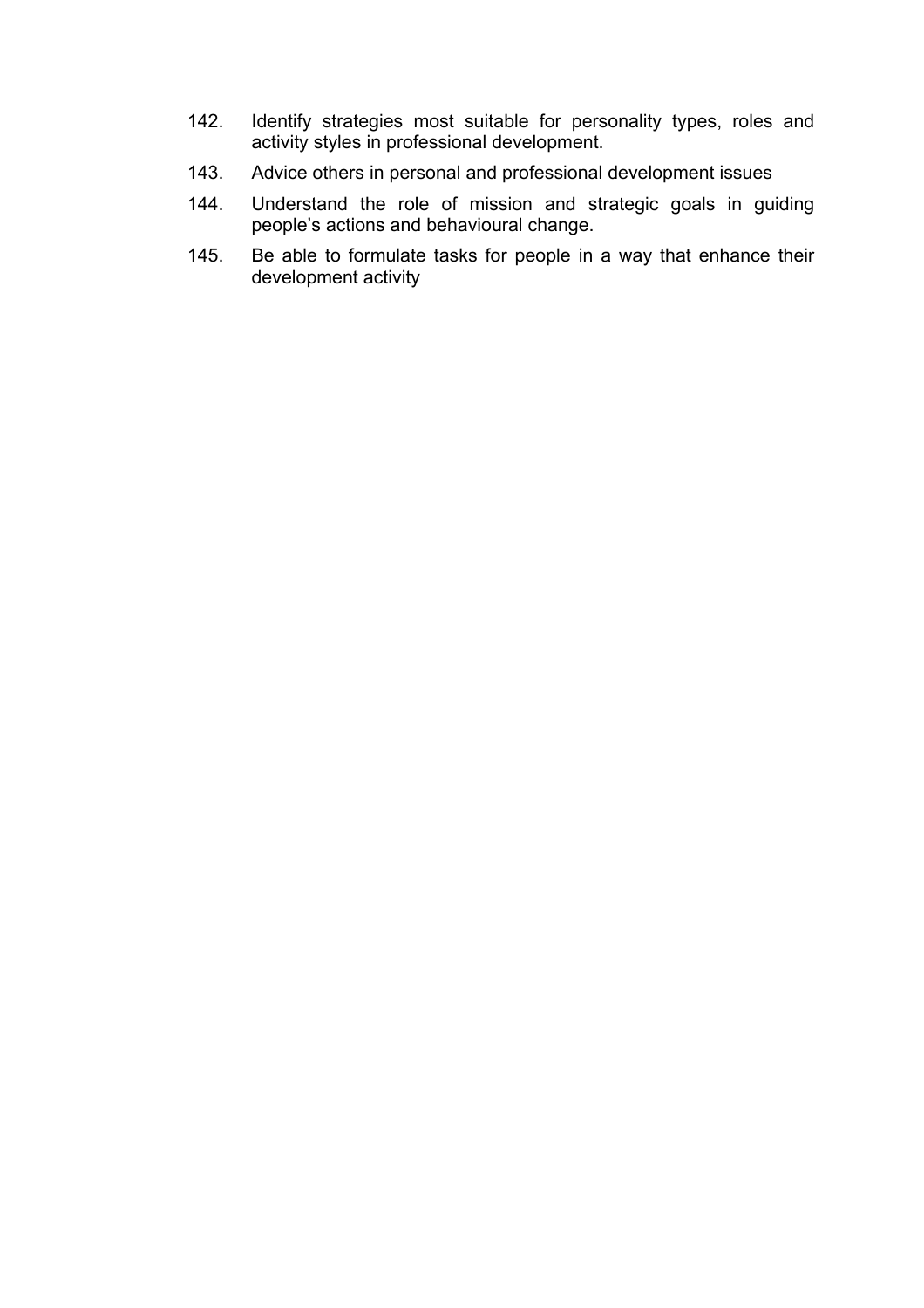142. Identify strategies most suitable for personality types, roles and activity styles in professional development.
143. Advice others in personal and professional development issues
144. Understand the role of mission and strategic goals in guiding people's actions and behavioural change.
145. Be able to formulate tasks for people in a way that enhance their development activity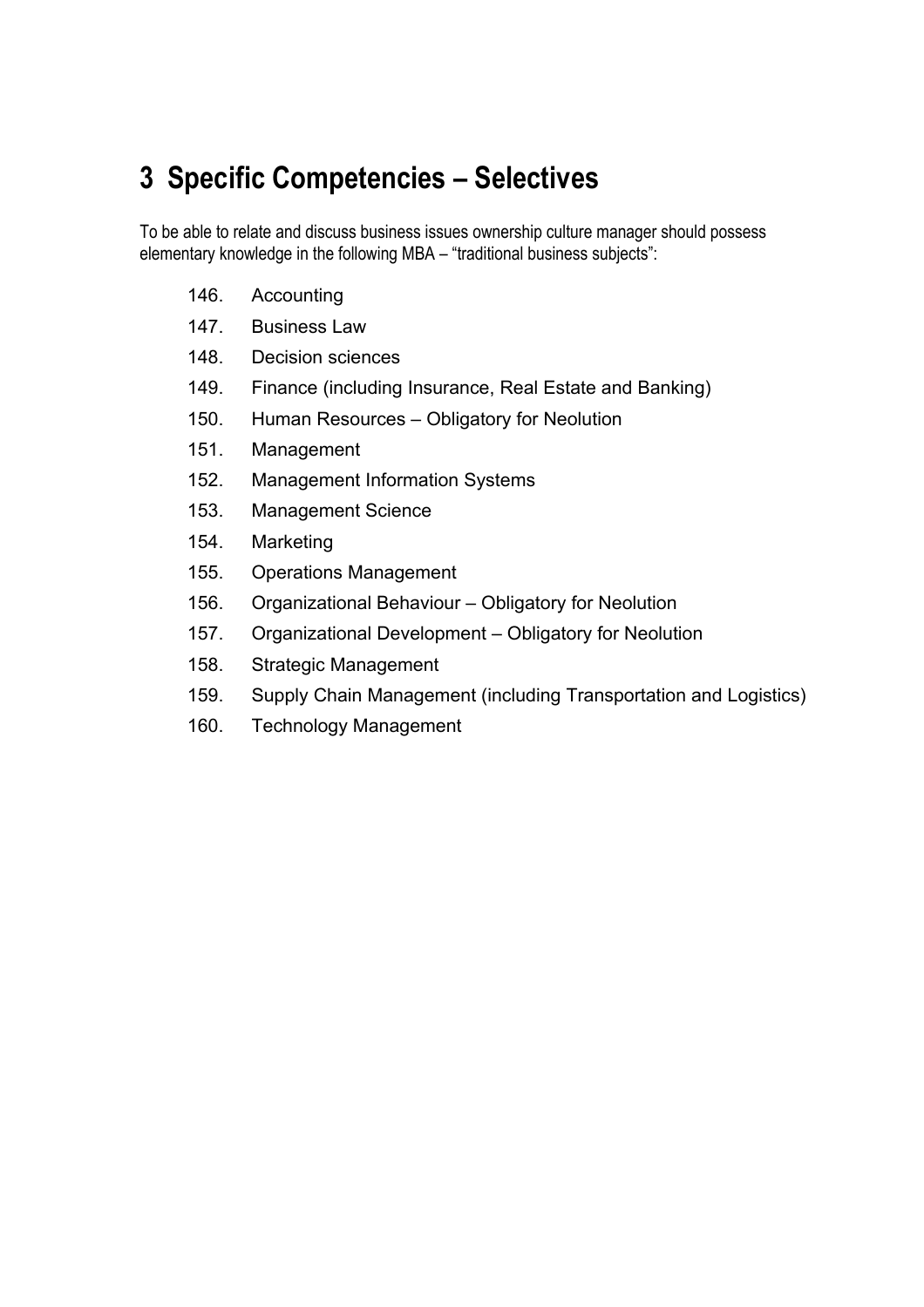# 3 Specific Competencies – Selectives

To be able to relate and discuss business issues ownership culture manager should possess elementary knowledge in the following MBA – "traditional business subjects":

146. Accounting
147. Business Law
148. Decision sciences
149. Finance (including Insurance, Real Estate and Banking)
150. Human Resources – Obligatory for Neolution
151. Management
152. Management Information Systems
153. Management Science
154. Marketing
155. Operations Management
156. Organizational Behaviour – Obligatory for Neolution
157. Organizational Development – Obligatory for Neolution
158. Strategic Management
159. Supply Chain Management (including Transportation and Logistics)
160. Technology Management